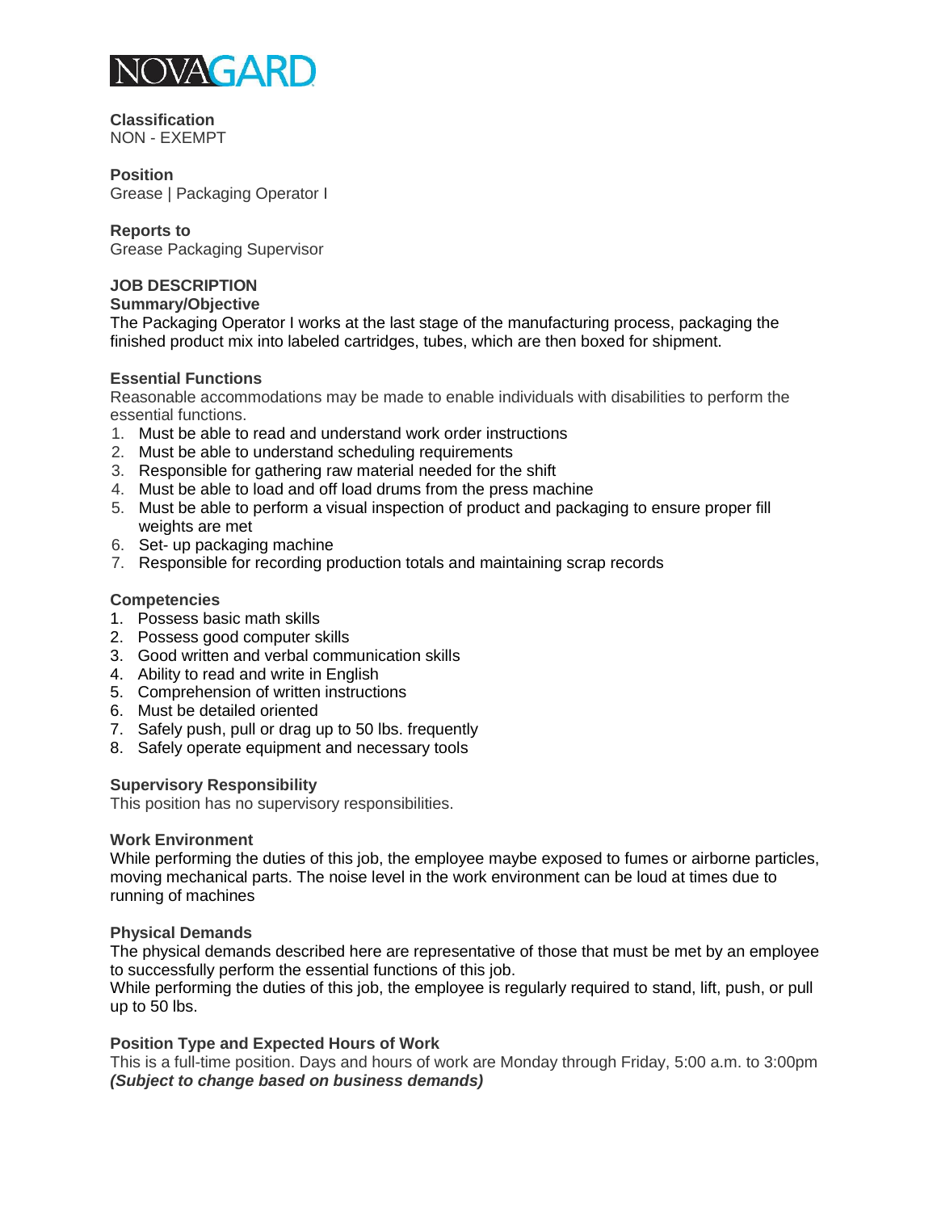NOVAGARD

**Classification**
NON - EXEMPT

**Position**
Grease | Packaging Operator I

**Reports to**
Grease Packaging Supervisor

**JOB DESCRIPTION**

**Summary/Objective**

The Packaging Operator I works at the last stage of the manufacturing process, packaging the finished product mix into labeled cartridges, tubes, which are then boxed for shipment.

**Essential Functions**

Reasonable accommodations may be made to enable individuals with disabilities to perform the essential functions.

1. Must be able to read and understand work order instructions
2. Must be able to understand scheduling requirements
3. Responsible for gathering raw material needed for the shift
4. Must be able to load and off load drums from the press machine
5. Must be able to perform a visual inspection of product and packaging to ensure proper fill weights are met
6. Set- up packaging machine
7. Responsible for recording production totals and maintaining scrap records

**Competencies**

1. Possess basic math skills
2. Possess good computer skills
3. Good written and verbal communication skills
4. Ability to read and write in English
5. Comprehension of written instructions
6. Must be detailed oriented
7. Safely push, pull or drag up to 50 lbs. frequently
8. Safely operate equipment and necessary tools

**Supervisory Responsibility**

This position has no supervisory responsibilities.

**Work Environment**

While performing the duties of this job, the employee maybe exposed to fumes or airborne particles, moving mechanical parts. The noise level in the work environment can be loud at times due to running of machines

**Physical Demands**

The physical demands described here are representative of those that must be met by an employee to successfully perform the essential functions of this job.
While performing the duties of this job, the employee is regularly required to stand, lift, push, or pull up to 50 lbs.

**Position Type and Expected Hours of Work**

This is a full-time position. Days and hours of work are Monday through Friday, 5:00 a.m. to 3:00pm ***(Subject to change based on business demands)***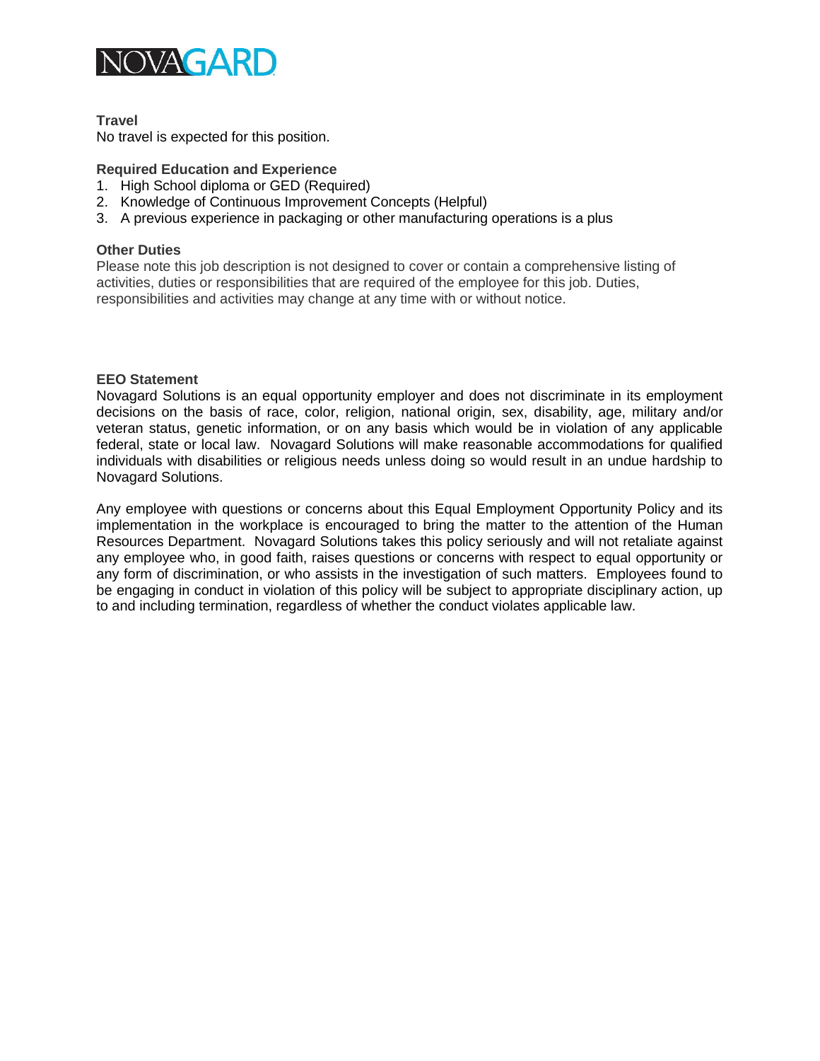**Travel**
No travel is expected for this position.

**Required Education and Experience**

1. High School diploma or GED (Required)
2. Knowledge of Continuous Improvement Concepts (Helpful)
3. A previous experience in packaging or other manufacturing operations is a plus

**Other Duties**
Please note this job description is not designed to cover or contain a comprehensive listing of activities, duties or responsibilities that are required of the employee for this job. Duties, responsibilities and activities may change at any time with or without notice.

**EEO Statement**
Novagard Solutions is an equal opportunity employer and does not discriminate in its employment decisions on the basis of race, color, religion, national origin, sex, disability, age, military and/or veteran status, genetic information, or on any basis which would be in violation of any applicable federal, state or local law. Novagard Solutions will make reasonable accommodations for qualified individuals with disabilities or religious needs unless doing so would result in an undue hardship to Novagard Solutions.

Any employee with questions or concerns about this Equal Employment Opportunity Policy and its implementation in the workplace is encouraged to bring the matter to the attention of the Human Resources Department. Novagard Solutions takes this policy seriously and will not retaliate against any employee who, in good faith, raises questions or concerns with respect to equal opportunity or any form of discrimination, or who assists in the investigation of such matters. Employees found to be engaging in conduct in violation of this policy will be subject to appropriate disciplinary action, up to and including termination, regardless of whether the conduct violates applicable law.